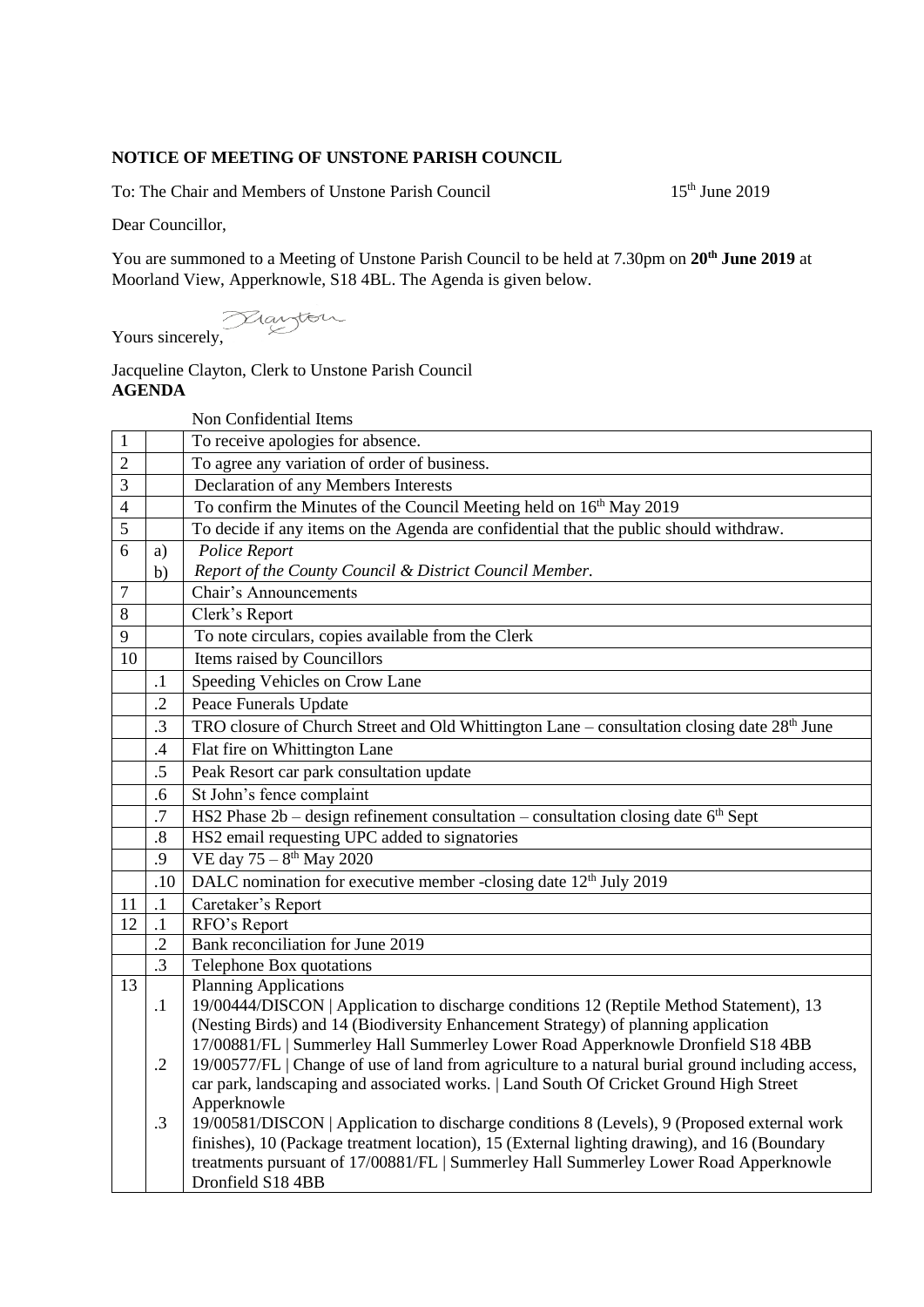**NOTICE OF MEETING OF UNSTONE PARISH COUNCIL**

To: The Chair and Members of Unstone Parish Council 15th June 2019

Dear Councillor,

You are summoned to a Meeting of Unstone Parish Council to be held at 7.30pm on **20th June 2019** at Moorland View, Apperknowle, S18 4BL. The Agenda is given below.

Yours sincerely,

Jacqueline Clayton, Clerk to Unstone Parish Council

**AGENDA**

Non Confidential Items

| | | |
|---|---|---|
| 1 | | To receive apologies for absence. |
| 2 | | To agree any variation of order of business. |
| 3 | | Declaration of any Members Interests |
| 4 | | To confirm the Minutes of the Council Meeting held on 16th May 2019 |
| 5 | | To decide if any items on the Agenda are confidential that the public should withdraw. |
| 6 | a) | *Police Report* |
| | b) | *Report of the County Council & District Council Member.* |
| 7 | | Chair's Announcements |
| 8 | | Clerk's Report |
| 9 | | To note circulars, copies available from the Clerk |
| 10 | | Items raised by Councillors |
| | .1 | Speeding Vehicles on Crow Lane |
| | .2 | Peace Funerals Update |
| | .3 | TRO closure of Church Street and Old Whittington Lane – consultation closing date 28th June |
| | .4 | Flat fire on Whittington Lane |
| | .5 | Peak Resort car park consultation update |
| | .6 | St John's fence complaint |
| | .7 | HS2 Phase 2b – design refinement consultation – consultation closing date 6th Sept |
| | .8 | HS2 email requesting UPC added to signatories |
| | .9 | VE day 75 – 8th May 2020 |
| | .10 | DALC nomination for executive member -closing date 12th July 2019 |
| 11 | .1 | Caretaker's Report |
| 12 | .1 | RFO's Report |
| | .2 | Bank reconciliation for June 2019 |
| | .3 | Telephone Box quotations |
| 13 | | Planning Applications |
| | .1 | 19/00444/DISCON \| Application to discharge conditions 12 (Reptile Method Statement), 13 (Nesting Birds) and 14 (Biodiversity Enhancement Strategy) of planning application 17/00881/FL \| Summerley Hall Summerley Lower Road Apperknowle Dronfield S18 4BB |
| | .2 | 19/00577/FL \| Change of use of land from agriculture to a natural burial ground including access, car park, landscaping and associated works. \| Land South Of Cricket Ground High Street Apperknowle |
| | .3 | 19/00581/DISCON \| Application to discharge conditions 8 (Levels), 9 (Proposed external work finishes), 10 (Package treatment location), 15 (External lighting drawing), and 16 (Boundary treatments pursuant of 17/00881/FL \| Summerley Hall Summerley Lower Road Apperknowle Dronfield S18 4BB |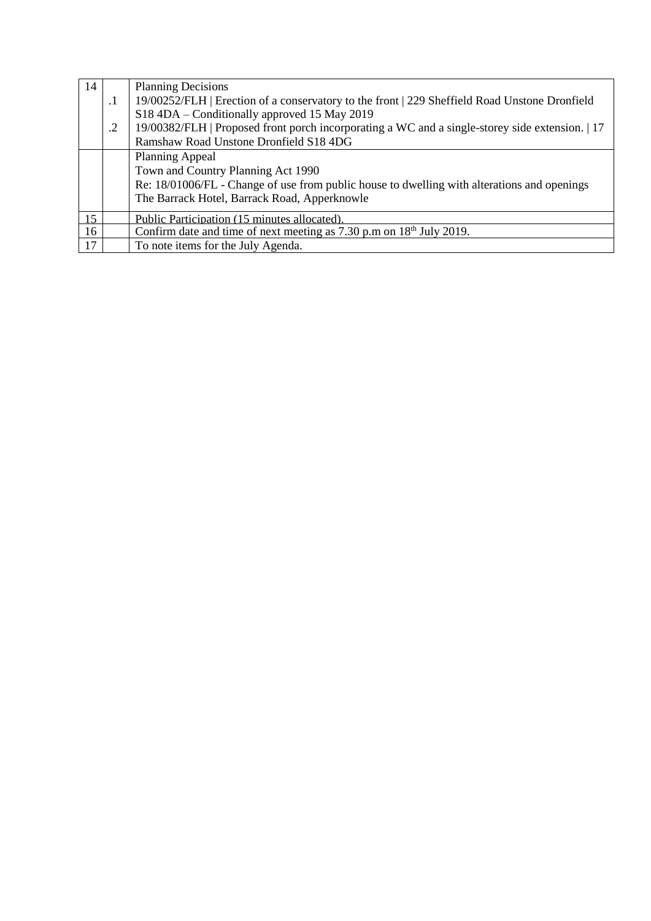| | | |
|---|---|---|
| 14 | | Planning Decisions |
| | .1 | 19/00252/FLH \| Erection of a conservatory to the front \| 229 Sheffield Road Unstone Dronfield S18 4DA – Conditionally approved 15 May 2019 |
| | .2 | 19/00382/FLH \| Proposed front porch incorporating a WC and a single-storey side extension. \| 17 Ramshaw Road Unstone Dronfield S18 4DG |
| | | Planning Appeal<br>Town and Country Planning Act 1990<br>Re: 18/01006/FL - Change of use from public house to dwelling with alterations and openings<br>The Barrack Hotel, Barrack Road, Apperknowle |
| 15 | | Public Participation (15 minutes allocated). |
| 16 | | Confirm date and time of next meeting as 7.30 p.m on 18th July 2019. |
| 17 | | To note items for the July Agenda. |